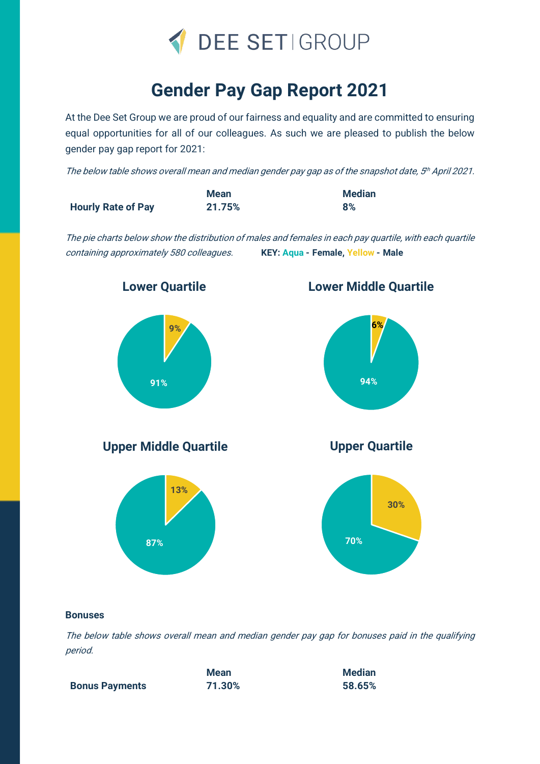DEE SET | GROUP

# Gender Pay Gap Report 2021

At the Dee Set Group we are proud of our fairness and equality and are committed to ensuring equal opportunities for all of our colleagues. As such we are pleased to publish the below gender pay gap report for 2021:

*The below table shows overall mean and median gender pay gap as of the snapshot date, 5th April 2021.*

| | Mean | Median |
|---|---|---|
| **Hourly Rate of Pay** | **21.75%** | **8%** |

*The pie charts below show the distribution of males and females in each pay quartile, with each quartile containing approximately 580 colleagues.* **KEY: Aqua - Female, Yellow - Male**

### Lower Quartile

9%

91%

### Lower Middle Quartile

6%

94%

### Upper Middle Quartile

13%

87%

### Upper Quartile

30%

70%

**Bonuses**

*The below table shows overall mean and median gender pay gap for bonuses paid in the qualifying period.*

| | Mean | Median |
|---|---|---|
| **Bonus Payments** | **71.30%** | **58.65%** |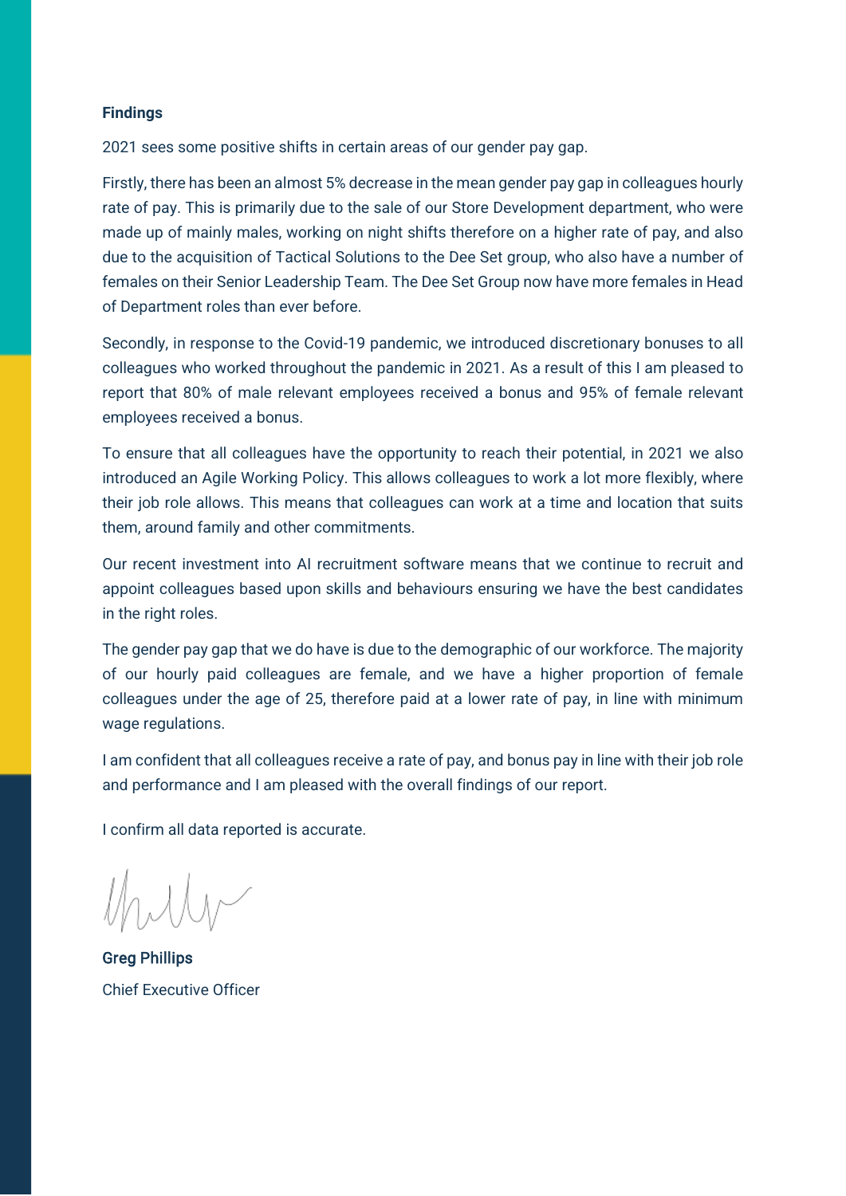**Findings**

2021 sees some positive shifts in certain areas of our gender pay gap.

Firstly, there has been an almost 5% decrease in the mean gender pay gap in colleagues hourly rate of pay. This is primarily due to the sale of our Store Development department, who were made up of mainly males, working on night shifts therefore on a higher rate of pay, and also due to the acquisition of Tactical Solutions to the Dee Set group, who also have a number of females on their Senior Leadership Team. The Dee Set Group now have more females in Head of Department roles than ever before.

Secondly, in response to the Covid-19 pandemic, we introduced discretionary bonuses to all colleagues who worked throughout the pandemic in 2021. As a result of this I am pleased to report that 80% of male relevant employees received a bonus and 95% of female relevant employees received a bonus.

To ensure that all colleagues have the opportunity to reach their potential, in 2021 we also introduced an Agile Working Policy. This allows colleagues to work a lot more flexibly, where their job role allows. This means that colleagues can work at a time and location that suits them, around family and other commitments.

Our recent investment into AI recruitment software means that we continue to recruit and appoint colleagues based upon skills and behaviours ensuring we have the best candidates in the right roles.

The gender pay gap that we do have is due to the demographic of our workforce. The majority of our hourly paid colleagues are female, and we have a higher proportion of female colleagues under the age of 25, therefore paid at a lower rate of pay, in line with minimum wage regulations.

I am confident that all colleagues receive a rate of pay, and bonus pay in line with their job role and performance and I am pleased with the overall findings of our report.

I confirm all data reported is accurate.

**Greg Phillips**
Chief Executive Officer